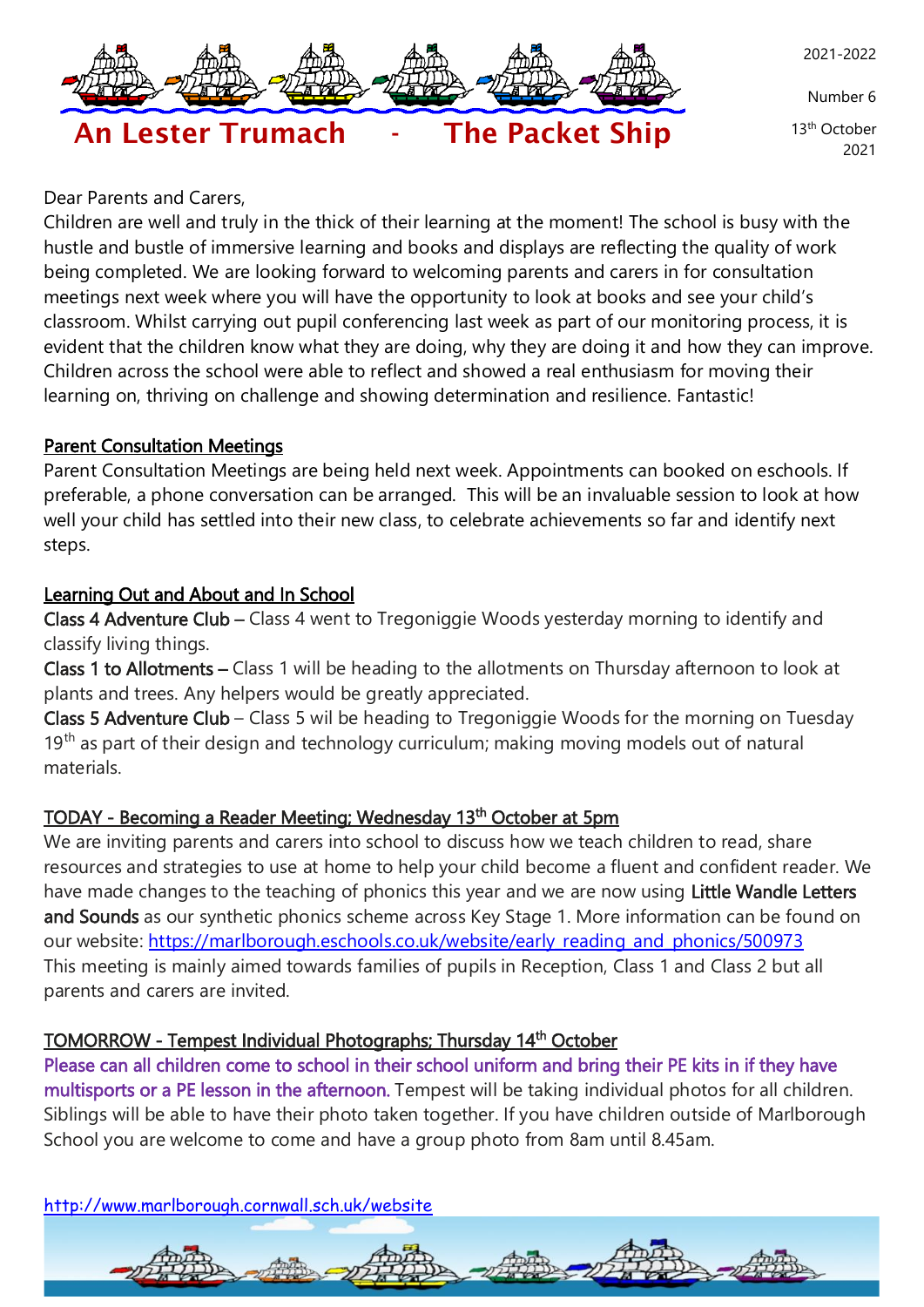# An Lester Trumach - The Packet Ship

2021-2022

Number 6

13th October 2021

Dear Parents and Carers,

Children are well and truly in the thick of their learning at the moment! The school is busy with the hustle and bustle of immersive learning and books and displays are reflecting the quality of work being completed. We are looking forward to welcoming parents and carers in for consultation meetings next week where you will have the opportunity to look at books and see your child's classroom. Whilst carrying out pupil conferencing last week as part of our monitoring process, it is evident that the children know what they are doing, why they are doing it and how they can improve. Children across the school were able to reflect and showed a real enthusiasm for moving their learning on, thriving on challenge and showing determination and resilience. Fantastic!

## Parent Consultation Meetings

Parent Consultation Meetings are being held next week. Appointments can booked on eschools. If preferable, a phone conversation can be arranged. This will be an invaluable session to look at how well your child has settled into their new class, to celebrate achievements so far and identify next steps.

## Learning Out and About and In School

**Class 4 Adventure Club** – Class 4 went to Tregoniggie Woods yesterday morning to identify and classify living things.

**Class 1 to Allotments** – Class 1 will be heading to the allotments on Thursday afternoon to look at plants and trees. Any helpers would be greatly appreciated.

**Class 5 Adventure Club** – Class 5 wil be heading to Tregoniggie Woods for the morning on Tuesday 19th as part of their design and technology curriculum; making moving models out of natural materials.

## TODAY - Becoming a Reader Meeting; Wednesday 13th October at 5pm

We are inviting parents and carers into school to discuss how we teach children to read, share resources and strategies to use at home to help your child become a fluent and confident reader. We have made changes to the teaching of phonics this year and we are now using **Little Wandle Letters and Sounds** as our synthetic phonics scheme across Key Stage 1. More information can be found on our website: https://marlborough.eschools.co.uk/website/early_reading_and_phonics/500973

This meeting is mainly aimed towards families of pupils in Reception, Class 1 and Class 2 but all parents and carers are invited.

## TOMORROW - Tempest Individual Photographs; Thursday 14th October

Please can all children come to school in their school uniform and bring their PE kits in if they have multisports or a PE lesson in the afternoon. Tempest will be taking individual photos for all children. Siblings will be able to have their photo taken together. If you have children outside of Marlborough School you are welcome to come and have a group photo from 8am until 8.45am.

http://www.marlborough.cornwall.sch.uk/website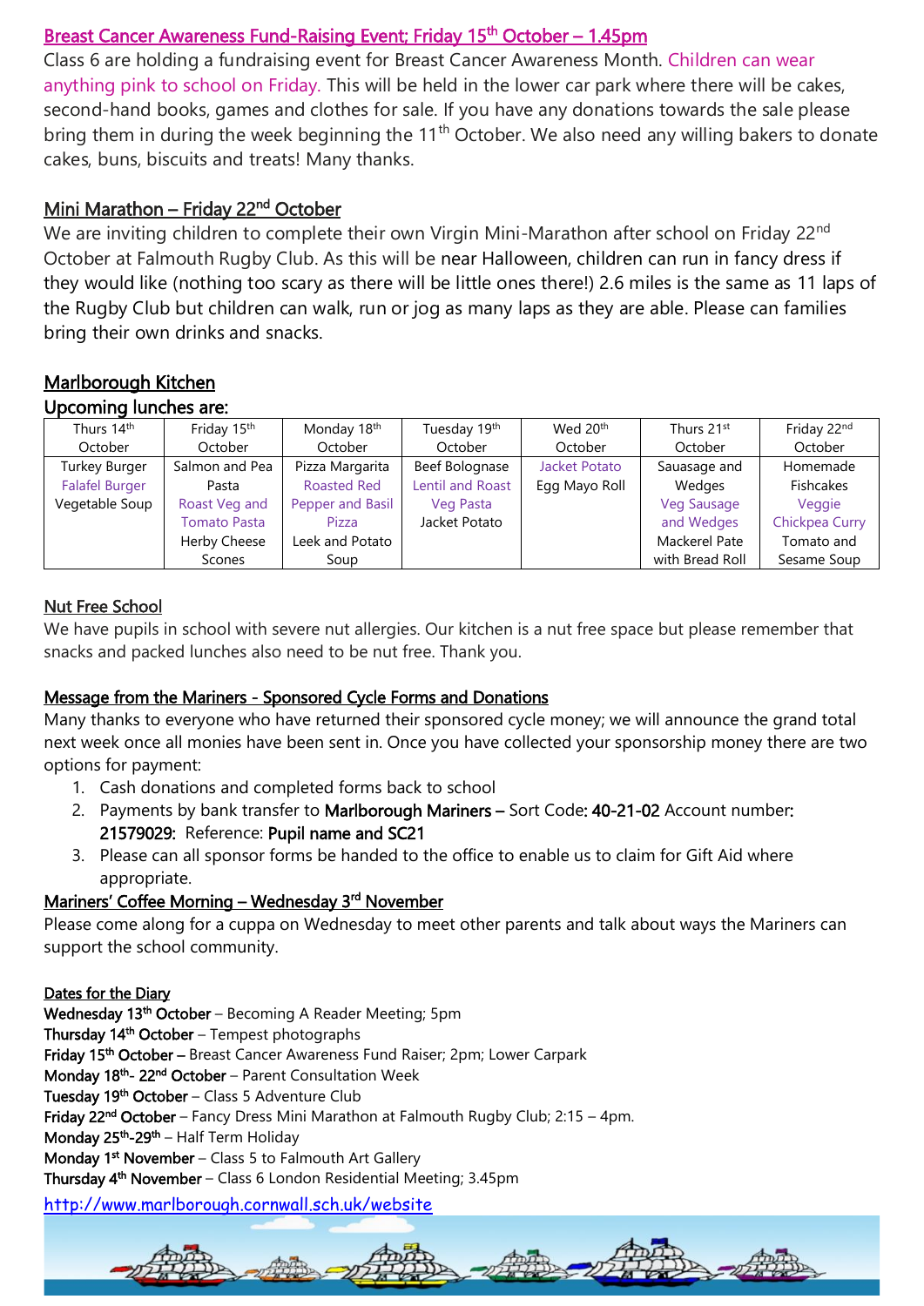## Breast Cancer Awareness Fund-Raising Event; Friday 15th October – 1.45pm

Class 6 are holding a fundraising event for Breast Cancer Awareness Month. Children can wear anything pink to school on Friday. This will be held in the lower car park where there will be cakes, second-hand books, games and clothes for sale. If you have any donations towards the sale please bring them in during the week beginning the 11th October. We also need any willing bakers to donate cakes, buns, biscuits and treats! Many thanks.

## Mini Marathon – Friday 22nd October

We are inviting children to complete their own Virgin Mini-Marathon after school on Friday 22nd October at Falmouth Rugby Club. As this will be near Halloween, children can run in fancy dress if they would like (nothing too scary as there will be little ones there!) 2.6 miles is the same as 11 laps of the Rugby Club but children can walk, run or jog as many laps as they are able. Please can families bring their own drinks and snacks.

## Marlborough Kitchen

### Upcoming lunches are:

| Thurs 14th October | Friday 15th October | Monday 18th October | Tuesday 19th October | Wed 20th October | Thurs 21st October | Friday 22nd October |
|---|---|---|---|---|---|---|
| Turkey Burger<br>Falafel Burger<br>Vegetable Soup | Salmon and Pea Pasta<br>Roast Veg and Tomato Pasta<br>Herby Cheese Scones | Pizza Margarita<br>Roasted Red Pepper and Basil Pizza<br>Leek and Potato Soup | Beef Bolognase<br>Lentil and Roast Veg Pasta<br>Jacket Potato | Jacket Potato<br>Egg Mayo Roll | Sausage and Wedges<br>Veg Sausage and Wedges<br>Mackerel Pate with Bread Roll | Homemade Fishcakes<br>Veggie Chickpea Curry<br>Tomato and Sesame Soup |

## Nut Free School

We have pupils in school with severe nut allergies. Our kitchen is a nut free space but please remember that snacks and packed lunches also need to be nut free. Thank you.

## Message from the Mariners - Sponsored Cycle Forms and Donations

Many thanks to everyone who have returned their sponsored cycle money; we will announce the grand total next week once all monies have been sent in. Once you have collected your sponsorship money there are two options for payment:

1. Cash donations and completed forms back to school
2. Payments by bank transfer to **Marlborough Mariners –** Sort Code**: 40-21-02** Account number**: 21579029:** Reference: **Pupil name and SC21**
3. Please can all sponsor forms be handed to the office to enable us to claim for Gift Aid where appropriate.

## Mariners' Coffee Morning – Wednesday 3rd November

Please come along for a cuppa on Wednesday to meet other parents and talk about ways the Mariners can support the school community.

## Dates for the Diary

**Wednesday 13th October** – Becoming A Reader Meeting; 5pm
**Thursday 14th October** – Tempest photographs
**Friday 15th October –** Breast Cancer Awareness Fund Raiser; 2pm; Lower Carpark
**Monday 18th- 22nd October** – Parent Consultation Week
**Tuesday 19th October** – Class 5 Adventure Club
**Friday 22nd October** – Fancy Dress Mini Marathon at Falmouth Rugby Club; 2:15 – 4pm.
**Monday 25th-29th** – Half Term Holiday
**Monday 1st November** – Class 5 to Falmouth Art Gallery
**Thursday 4th November** – Class 6 London Residential Meeting; 3.45pm

http://www.marlborough.cornwall.sch.uk/website